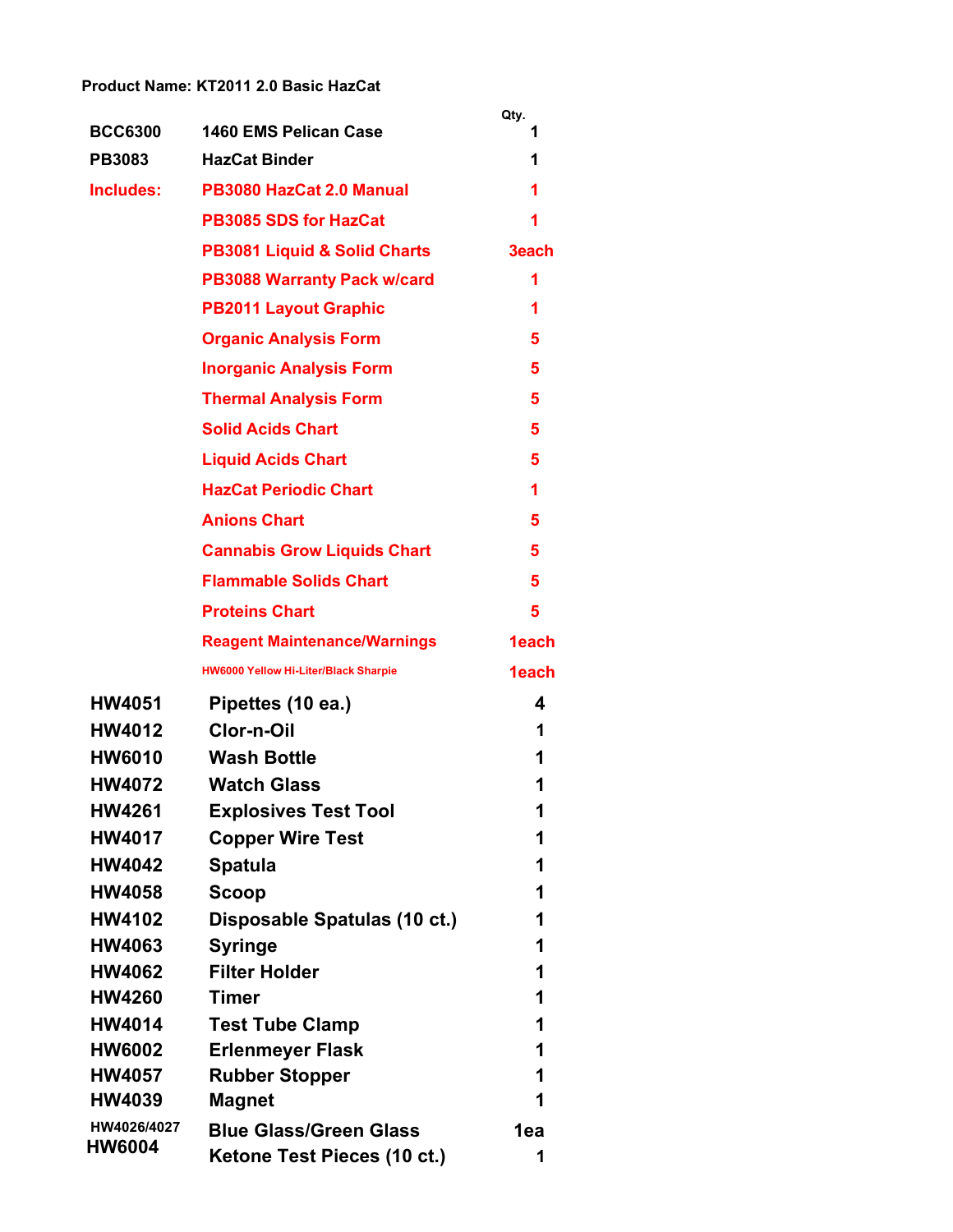**Product Name: KT2011 2.0 Basic HazCat**

| | | Qty. |
|---|---|---|
| BCC6300 | 1460 EMS Pelican Case | 1 |
| PB3083 | HazCat Binder | 1 |
| Includes: | PB3080 HazCat 2.0 Manual | 1 |
| | PB3085 SDS for HazCat | 1 |
| | PB3081 Liquid & Solid Charts | 3each |
| | PB3088 Warranty Pack w/card | 1 |
| | PB2011 Layout Graphic | 1 |
| | Organic Analysis Form | 5 |
| | Inorganic Analysis Form | 5 |
| | Thermal Analysis Form | 5 |
| | Solid Acids Chart | 5 |
| | Liquid Acids Chart | 5 |
| | HazCat Periodic Chart | 1 |
| | Anions Chart | 5 |
| | Cannabis Grow Liquids Chart | 5 |
| | Flammable Solids Chart | 5 |
| | Proteins Chart | 5 |
| | Reagent Maintenance/Warnings | 1each |
| | HW6000 Yellow Hi-Liter/Black Sharpie | 1each |
| HW4051 | Pipettes (10 ea.) | 4 |
| HW4012 | Clor-n-Oil | 1 |
| HW6010 | Wash Bottle | 1 |
| HW4072 | Watch Glass | 1 |
| HW4261 | Explosives Test Tool | 1 |
| HW4017 | Copper Wire Test | 1 |
| HW4042 | Spatula | 1 |
| HW4058 | Scoop | 1 |
| HW4102 | Disposable Spatulas (10 ct.) | 1 |
| HW4063 | Syringe | 1 |
| HW4062 | Filter Holder | 1 |
| HW4260 | Timer | 1 |
| HW4014 | Test Tube Clamp | 1 |
| HW6002 | Erlenmeyer Flask | 1 |
| HW4057 | Rubber Stopper | 1 |
| HW4039 | Magnet | 1 |
| HW4026/4027 | Blue Glass/Green Glass | 1ea |
| HW6004 | Ketone Test Pieces (10 ct.) | 1 |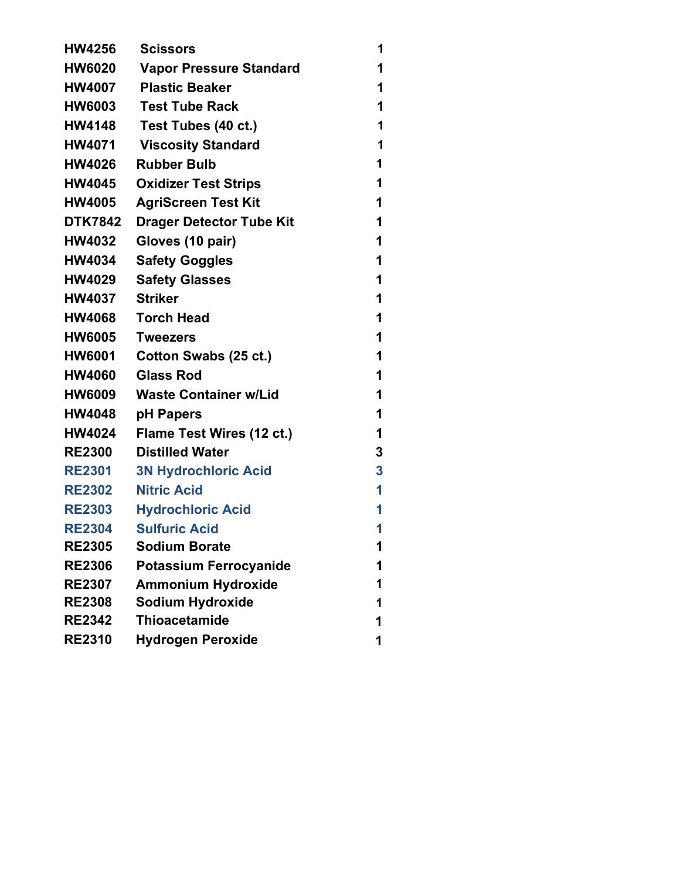| | | |
|---|---|---|
| HW4256 | Scissors | 1 |
| HW6020 | Vapor Pressure Standard | 1 |
| HW4007 | Plastic Beaker | 1 |
| HW6003 | Test Tube Rack | 1 |
| HW4148 | Test Tubes (40 ct.) | 1 |
| HW4071 | Viscosity Standard | 1 |
| HW4026 | Rubber Bulb | 1 |
| HW4045 | Oxidizer Test Strips | 1 |
| HW4005 | AgriScreen Test Kit | 1 |
| DTK7842 | Drager Detector Tube Kit | 1 |
| HW4032 | Gloves (10 pair) | 1 |
| HW4034 | Safety Goggles | 1 |
| HW4029 | Safety Glasses | 1 |
| HW4037 | Striker | 1 |
| HW4068 | Torch Head | 1 |
| HW6005 | Tweezers | 1 |
| HW6001 | Cotton Swabs (25 ct.) | 1 |
| HW4060 | Glass Rod | 1 |
| HW6009 | Waste Container w/Lid | 1 |
| HW4048 | pH Papers | 1 |
| HW4024 | Flame Test Wires (12 ct.) | 1 |
| RE2300 | Distilled Water | 3 |
| RE2301 | 3N Hydrochloric Acid | 3 |
| RE2302 | Nitric Acid | 1 |
| RE2303 | Hydrochloric Acid | 1 |
| RE2304 | Sulfuric Acid | 1 |
| RE2305 | Sodium Borate | 1 |
| RE2306 | Potassium Ferrocyanide | 1 |
| RE2307 | Ammonium Hydroxide | 1 |
| RE2308 | Sodium Hydroxide | 1 |
| RE2342 | Thioacetamide | 1 |
| RE2310 | Hydrogen Peroxide | 1 |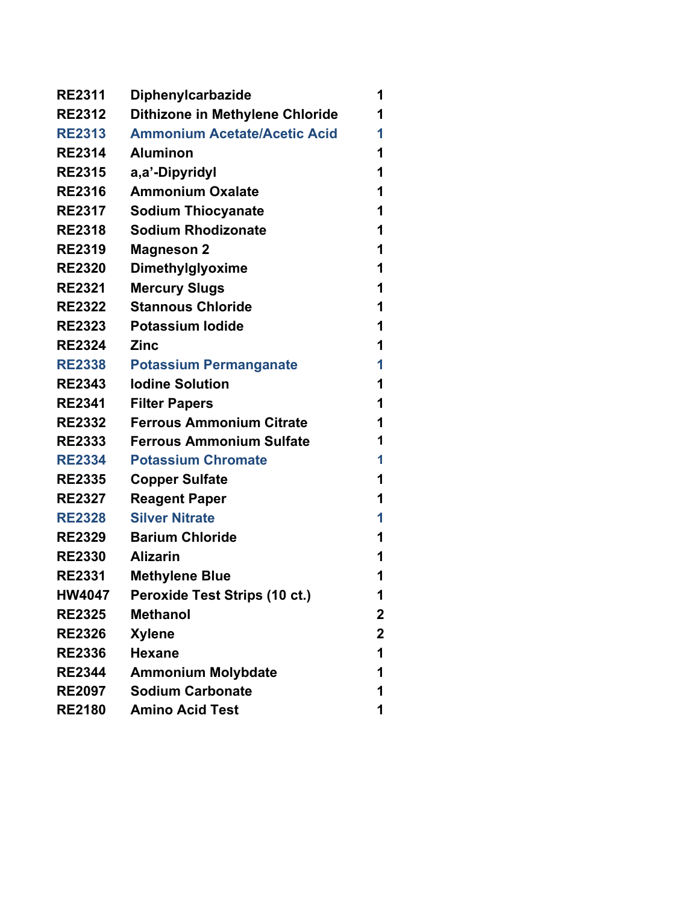| | | |
|---|---|---|
| RE2311 | Diphenylcarbazide | 1 |
| RE2312 | Dithizone in Methylene Chloride | 1 |
| RE2313 | Ammonium Acetate/Acetic Acid | 1 |
| RE2314 | Aluminon | 1 |
| RE2315 | a,a'-Dipyridyl | 1 |
| RE2316 | Ammonium Oxalate | 1 |
| RE2317 | Sodium Thiocyanate | 1 |
| RE2318 | Sodium Rhodizonate | 1 |
| RE2319 | Magneson 2 | 1 |
| RE2320 | Dimethylglyoxime | 1 |
| RE2321 | Mercury Slugs | 1 |
| RE2322 | Stannous Chloride | 1 |
| RE2323 | Potassium Iodide | 1 |
| RE2324 | Zinc | 1 |
| RE2338 | Potassium Permanganate | 1 |
| RE2343 | Iodine Solution | 1 |
| RE2341 | Filter Papers | 1 |
| RE2332 | Ferrous Ammonium Citrate | 1 |
| RE2333 | Ferrous Ammonium Sulfate | 1 |
| RE2334 | Potassium Chromate | 1 |
| RE2335 | Copper Sulfate | 1 |
| RE2327 | Reagent Paper | 1 |
| RE2328 | Silver Nitrate | 1 |
| RE2329 | Barium Chloride | 1 |
| RE2330 | Alizarin | 1 |
| RE2331 | Methylene Blue | 1 |
| HW4047 | Peroxide Test Strips (10 ct.) | 1 |
| RE2325 | Methanol | 2 |
| RE2326 | Xylene | 2 |
| RE2336 | Hexane | 1 |
| RE2344 | Ammonium Molybdate | 1 |
| RE2097 | Sodium Carbonate | 1 |
| RE2180 | Amino Acid Test | 1 |